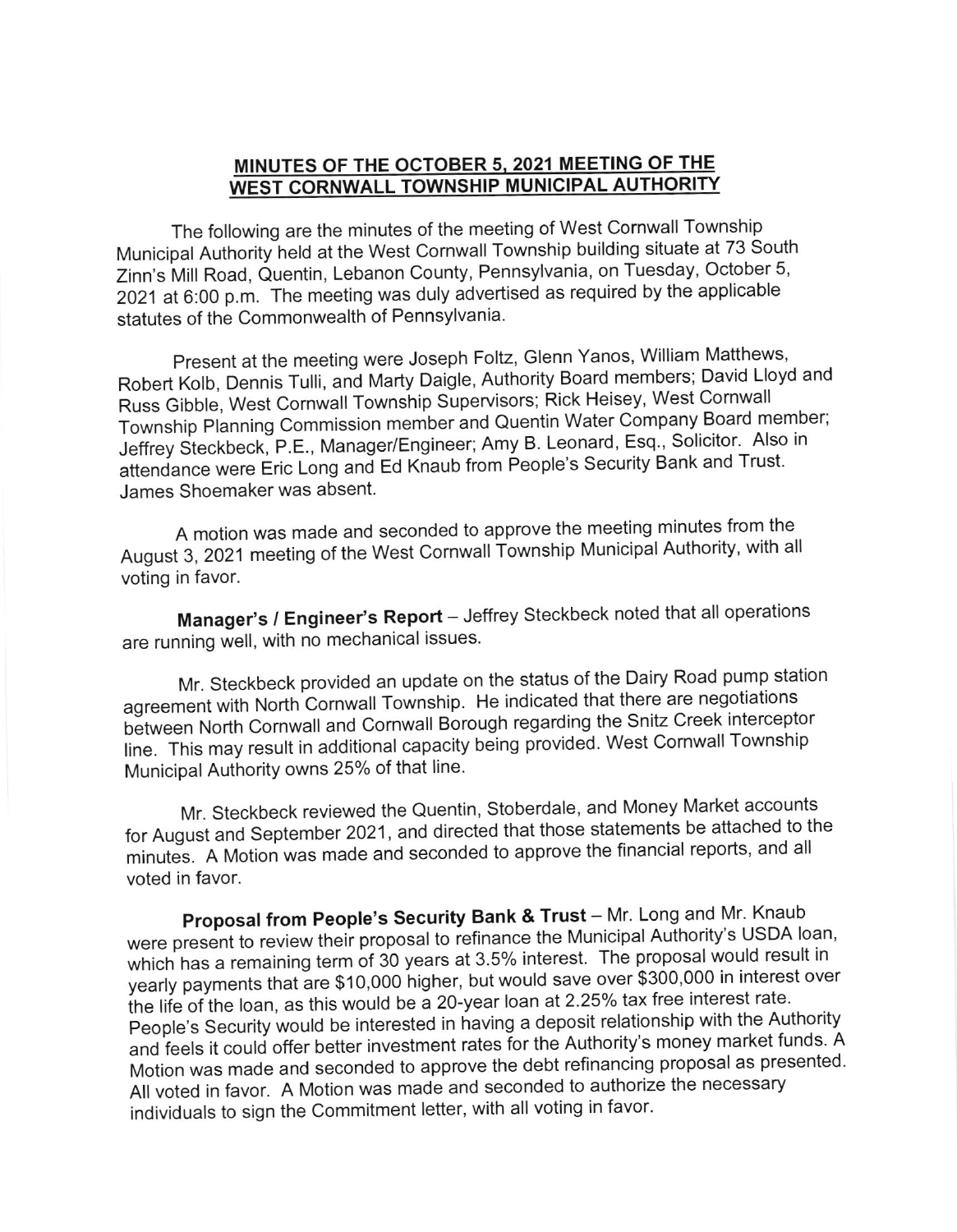## MINUTES OF THE OCTOBER 5, 2021 MEETING OF THE WEST CORNWALL TOWNSHIP MUNICIPAL AUTHORITY

The following are the minutes of the meeting of West Cornwall Township Municipal Authority held at the West Cornwall Township building situate at 73 South Zinn's Mill Road, Quentin, Lebanon County, Pennsylvania, on Tuesday, October 5, 2021 at 6:00 p.m. The meeting was duly advertised as required by the applicable statutes of the Commonwealth of Pennsylvania.

Present at the meeting were Joseph Foltz, Glenn Yanos, William Matthews, Robert Kolb, Dennis Tulli, and Marty Daigle, Authority Board members; David Lloyd and Russ Gibble, West Cornwall Township Supervisors; Rick Heisey, West Cornwall Township Planning Commission member and Quentin Water Company Board member; Jeffrey Steckbeck, P.E., Manager/Engineer; Amy B. Leonard, Esq., Solicitor. Also in attendance were Eric Long and Ed Knaub from People's Security Bank and Trust. James Shoemaker was absent.

A motion was made and seconded to approve the meeting minutes from the August 3, 2021 meeting of the West Cornwall Township Municipal Authority, with all voting in favor.

**Manager's / Engineer's Report** – Jeffrey Steckbeck noted that all operations are running well, with no mechanical issues.

Mr. Steckbeck provided an update on the status of the Dairy Road pump station agreement with North Cornwall Township. He indicated that there are negotiations between North Cornwall and Cornwall Borough regarding the Snitz Creek interceptor line. This may result in additional capacity being provided. West Cornwall Township Municipal Authority owns 25% of that line.

Mr. Steckbeck reviewed the Quentin, Stoberdale, and Money Market accounts for August and September 2021, and directed that those statements be attached to the minutes. A Motion was made and seconded to approve the financial reports, and all voted in favor.

**Proposal from People's Security Bank & Trust** – Mr. Long and Mr. Knaub were present to review their proposal to refinance the Municipal Authority's USDA loan, which has a remaining term of 30 years at 3.5% interest. The proposal would result in yearly payments that are $10,000 higher, but would save over $300,000 in interest over the life of the loan, as this would be a 20-year loan at 2.25% tax free interest rate. People's Security would be interested in having a deposit relationship with the Authority and feels it could offer better investment rates for the Authority's money market funds. A Motion was made and seconded to approve the debt refinancing proposal as presented. All voted in favor. A Motion was made and seconded to authorize the necessary individuals to sign the Commitment letter, with all voting in favor.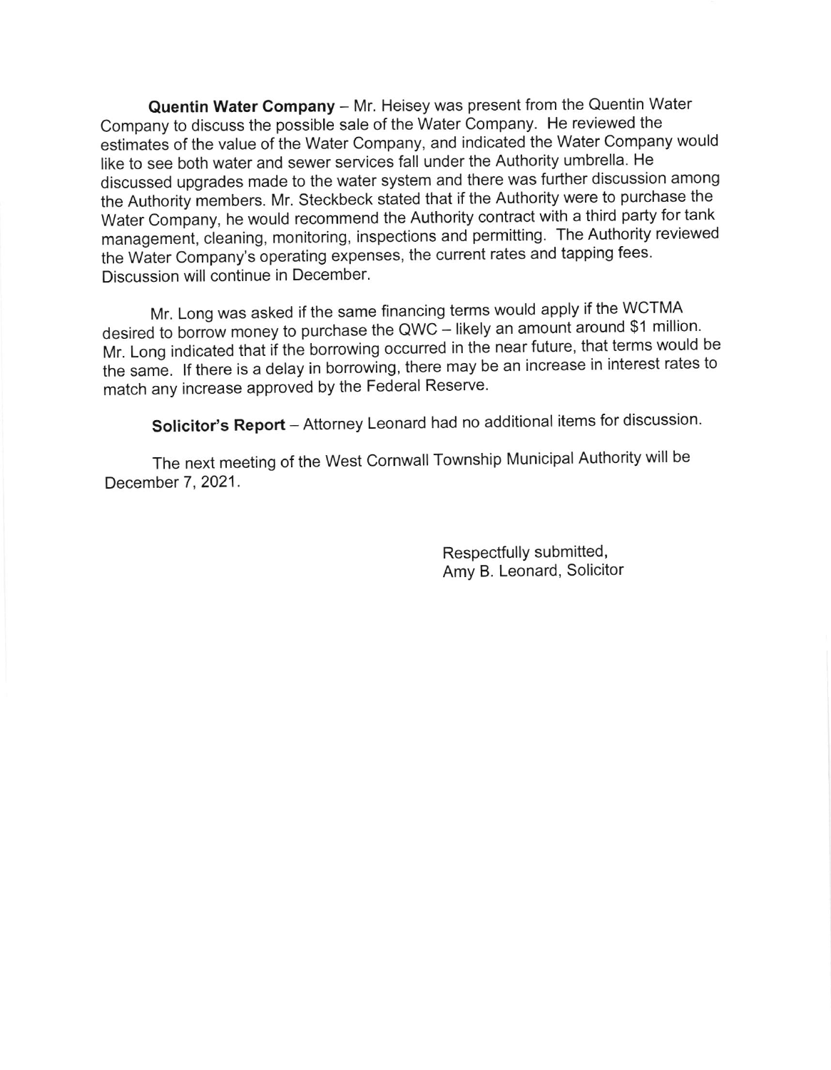**Quentin Water Company** – Mr. Heisey was present from the Quentin Water Company to discuss the possible sale of the Water Company. He reviewed the estimates of the value of the Water Company, and indicated the Water Company would like to see both water and sewer services fall under the Authority umbrella. He discussed upgrades made to the water system and there was further discussion among the Authority members. Mr. Steckbeck stated that if the Authority were to purchase the Water Company, he would recommend the Authority contract with a third party for tank management, cleaning, monitoring, inspections and permitting. The Authority reviewed the Water Company's operating expenses, the current rates and tapping fees. Discussion will continue in December.

Mr. Long was asked if the same financing terms would apply if the WCTMA desired to borrow money to purchase the QWC – likely an amount around $1 million. Mr. Long indicated that if the borrowing occurred in the near future, that terms would be the same. If there is a delay in borrowing, there may be an increase in interest rates to match any increase approved by the Federal Reserve.

**Solicitor's Report** – Attorney Leonard had no additional items for discussion.

The next meeting of the West Cornwall Township Municipal Authority will be December 7, 2021.

Respectfully submitted,
Amy B. Leonard, Solicitor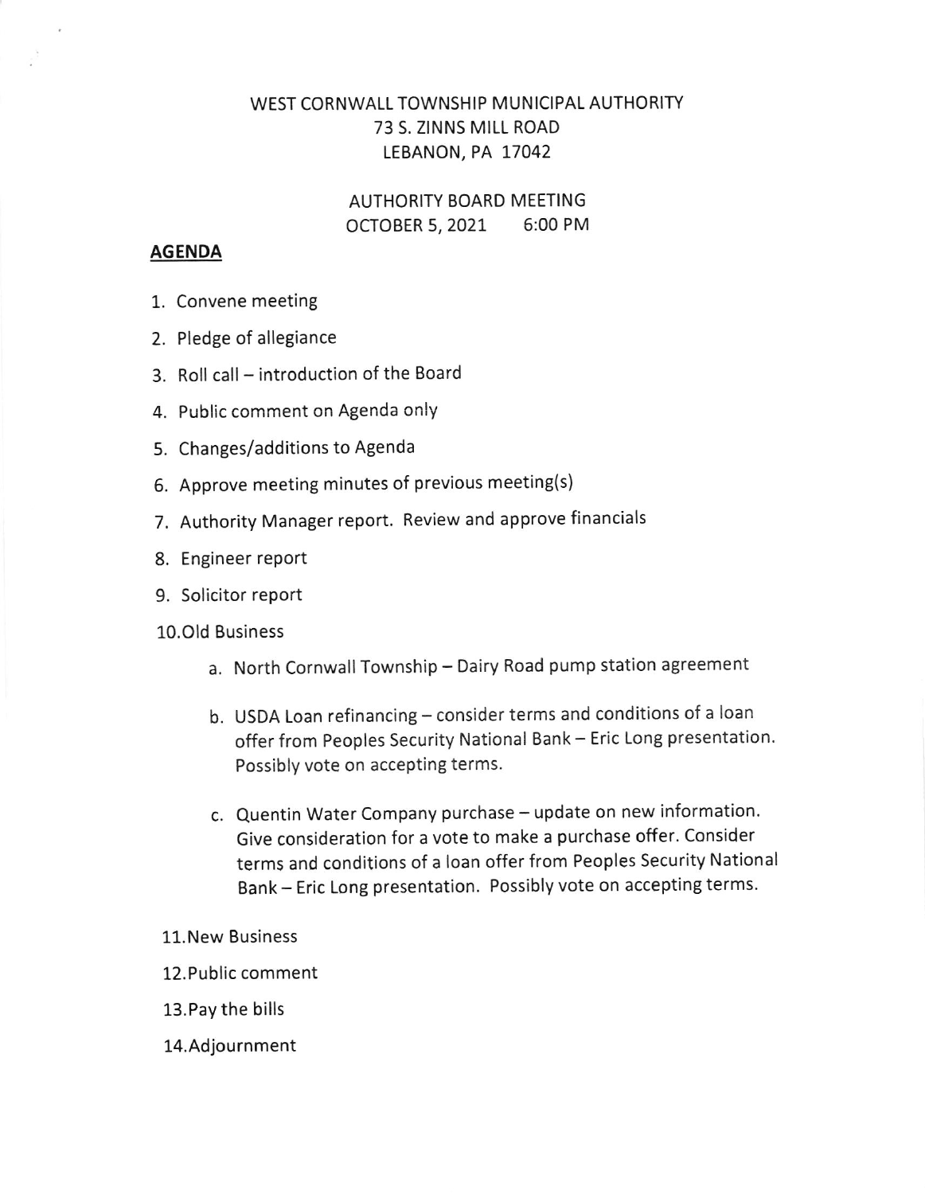WEST CORNWALL TOWNSHIP MUNICIPAL AUTHORITY
73 S. ZINNS MILL ROAD
LEBANON, PA 17042

AUTHORITY BOARD MEETING
OCTOBER 5, 2021 6:00 PM

## AGENDA

1. Convene meeting
2. Pledge of allegiance
3. Roll call – introduction of the Board
4. Public comment on Agenda only
5. Changes/additions to Agenda
6. Approve meeting minutes of previous meeting(s)
7. Authority Manager report. Review and approve financials
8. Engineer report
9. Solicitor report
10. Old Business
    a. North Cornwall Township – Dairy Road pump station agreement
    b. USDA Loan refinancing – consider terms and conditions of a loan offer from Peoples Security National Bank – Eric Long presentation. Possibly vote on accepting terms.
    c. Quentin Water Company purchase – update on new information. Give consideration for a vote to make a purchase offer. Consider terms and conditions of a loan offer from Peoples Security National Bank – Eric Long presentation. Possibly vote on accepting terms.
11. New Business
12. Public comment
13. Pay the bills
14. Adjournment